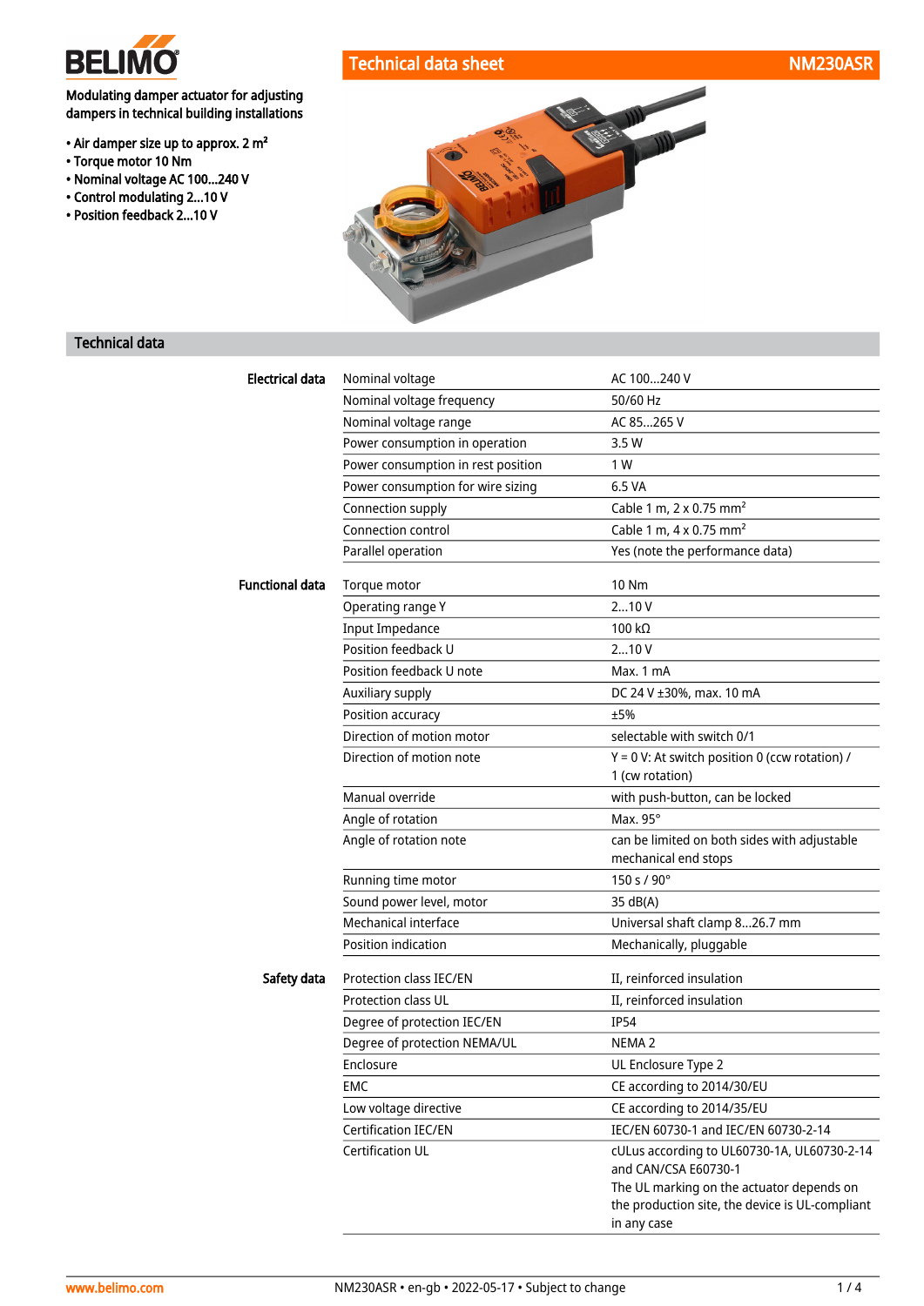BELIMO

# Technical data sheet NM230ASR

Modulating damper actuator for adjusting dampers in technical building installations

- Air damper size up to approx. 2 m²
- Torque motor 10 Nm
- Nominal voltage AC 100...240 V
- Control modulating 2...10 V
- Position feedback 2...10 V

## Technical data

| | | |
|---|---|---|
| **Electrical data** | Nominal voltage | AC 100...240 V |
| | Nominal voltage frequency | 50/60 Hz |
| | Nominal voltage range | AC 85...265 V |
| | Power consumption in operation | 3.5 W |
| | Power consumption in rest position | 1 W |
| | Power consumption for wire sizing | 6.5 VA |
| | Connection supply | Cable 1 m, 2 x 0.75 mm² |
| | Connection control | Cable 1 m, 4 x 0.75 mm² |
| | Parallel operation | Yes (note the performance data) |
| **Functional data** | Torque motor | 10 Nm |
| | Operating range Y | 2...10 V |
| | Input Impedance | 100 kΩ |
| | Position feedback U | 2...10 V |
| | Position feedback U note | Max. 1 mA |
| | Auxiliary supply | DC 24 V ±30%, max. 10 mA |
| | Position accuracy | ±5% |
| | Direction of motion motor | selectable with switch 0/1 |
| | Direction of motion note | Y = 0 V: At switch position 0 (ccw rotation) / 1 (cw rotation) |
| | Manual override | with push-button, can be locked |
| | Angle of rotation | Max. 95° |
| | Angle of rotation note | can be limited on both sides with adjustable mechanical end stops |
| | Running time motor | 150 s / 90° |
| | Sound power level, motor | 35 dB(A) |
| | Mechanical interface | Universal shaft clamp 8...26.7 mm |
| | Position indication | Mechanically, pluggable |
| **Safety data** | Protection class IEC/EN | II, reinforced insulation |
| | Protection class UL | II, reinforced insulation |
| | Degree of protection IEC/EN | IP54 |
| | Degree of protection NEMA/UL | NEMA 2 |
| | Enclosure | UL Enclosure Type 2 |
| | EMC | CE according to 2014/30/EU |
| | Low voltage directive | CE according to 2014/35/EU |
| | Certification IEC/EN | IEC/EN 60730-1 and IEC/EN 60730-2-14 |
| | Certification UL | cULus according to UL60730-1A, UL60730-2-14 and CAN/CSA E60730-1<br>The UL marking on the actuator depends on the production site, the device is UL-compliant in any case |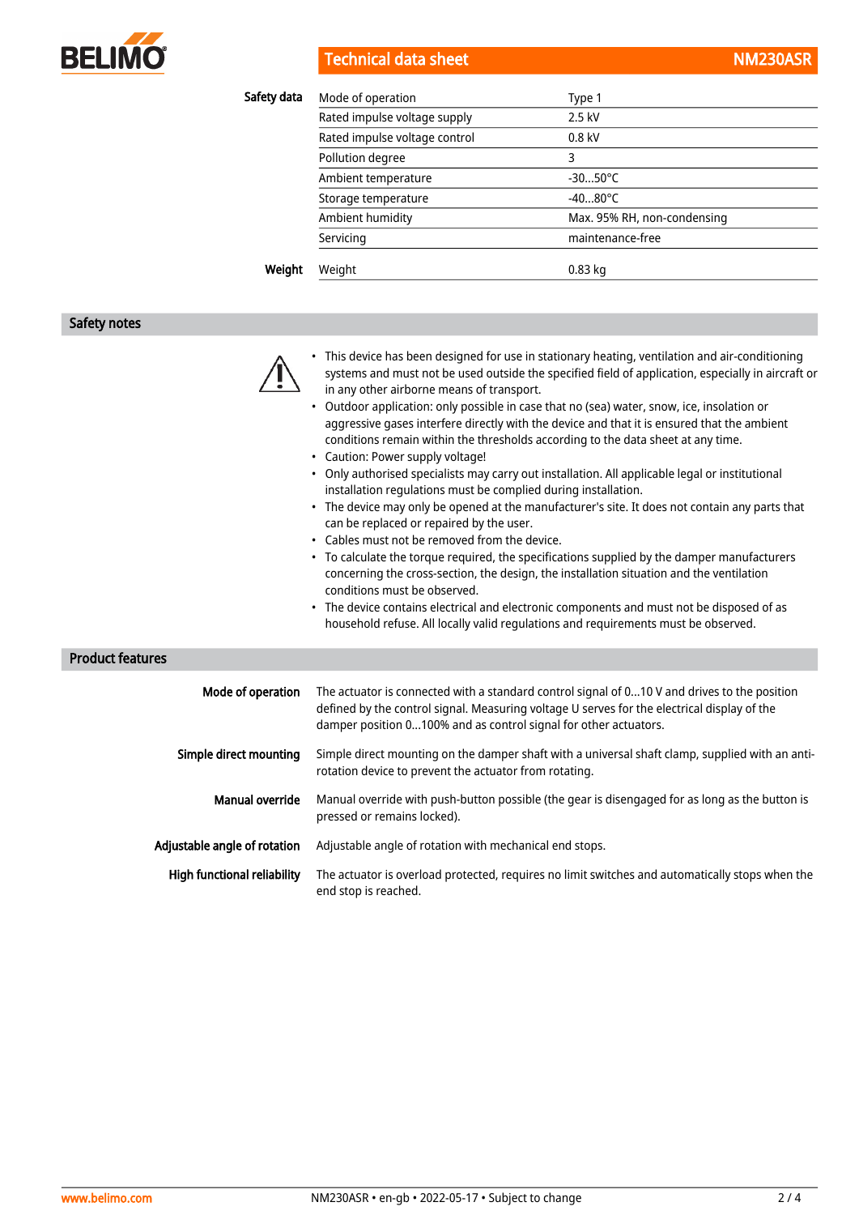| | | |
|---|---|---|
| **Safety data** | Mode of operation | Type 1 |
| | Rated impulse voltage supply | 2.5 kV |
| | Rated impulse voltage control | 0.8 kV |
| | Pollution degree | 3 |
| | Ambient temperature | -30...50°C |
| | Storage temperature | -40...80°C |
| | Ambient humidity | Max. 95% RH, non-condensing |
| | Servicing | maintenance-free |
| **Weight** | Weight | 0.83 kg |

## Safety notes

- This device has been designed for use in stationary heating, ventilation and air-conditioning systems and must not be used outside the specified field of application, especially in aircraft or in any other airborne means of transport.
- Outdoor application: only possible in case that no (sea) water, snow, ice, insolation or aggressive gases interfere directly with the device and that it is ensured that the ambient conditions remain within the thresholds according to the data sheet at any time.
- Caution: Power supply voltage!
- Only authorised specialists may carry out installation. All applicable legal or institutional installation regulations must be complied during installation.
- The device may only be opened at the manufacturer's site. It does not contain any parts that can be replaced or repaired by the user.
- Cables must not be removed from the device.
- To calculate the torque required, the specifications supplied by the damper manufacturers concerning the cross-section, the design, the installation situation and the ventilation conditions must be observed.
- The device contains electrical and electronic components and must not be disposed of as household refuse. All locally valid regulations and requirements must be observed.

## Product features

**Mode of operation**
The actuator is connected with a standard control signal of 0...10 V and drives to the position defined by the control signal. Measuring voltage U serves for the electrical display of the damper position 0...100% and as control signal for other actuators.

**Simple direct mounting**
Simple direct mounting on the damper shaft with a universal shaft clamp, supplied with an anti-rotation device to prevent the actuator from rotating.

**Manual override**
Manual override with push-button possible (the gear is disengaged for as long as the button is pressed or remains locked).

**Adjustable angle of rotation**
Adjustable angle of rotation with mechanical end stops.

**High functional reliability**
The actuator is overload protected, requires no limit switches and automatically stops when the end stop is reached.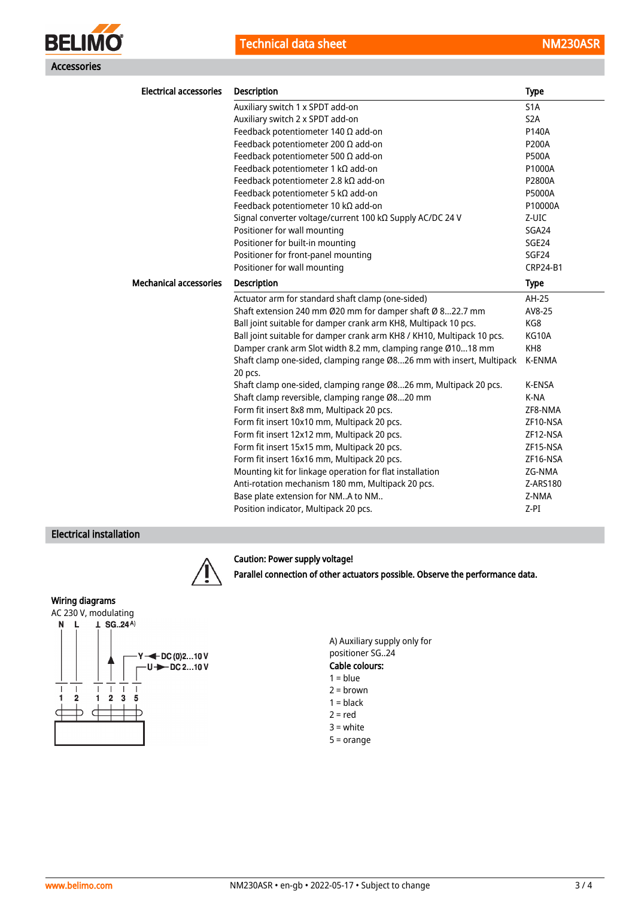## Accessories

**Electrical accessories**

| Description | Type |
|---|---|
| Auxiliary switch 1 x SPDT add-on | S1A |
| Auxiliary switch 2 x SPDT add-on | S2A |
| Feedback potentiometer 140 Ω add-on | P140A |
| Feedback potentiometer 200 Ω add-on | P200A |
| Feedback potentiometer 500 Ω add-on | P500A |
| Feedback potentiometer 1 kΩ add-on | P1000A |
| Feedback potentiometer 2.8 kΩ add-on | P2800A |
| Feedback potentiometer 5 kΩ add-on | P5000A |
| Feedback potentiometer 10 kΩ add-on | P10000A |
| Signal converter voltage/current 100 kΩ Supply AC/DC 24 V | Z-UIC |
| Positioner for wall mounting | SGA24 |
| Positioner for built-in mounting | SGE24 |
| Positioner for front-panel mounting | SGF24 |
| Positioner for wall mounting | CRP24-B1 |

**Mechanical accessories**

| Description | Type |
|---|---|
| Actuator arm for standard shaft clamp (one-sided) | AH-25 |
| Shaft extension 240 mm Ø20 mm for damper shaft Ø 8...22.7 mm | AV8-25 |
| Ball joint suitable for damper crank arm KH8, Multipack 10 pcs. | KG8 |
| Ball joint suitable for damper crank arm KH8 / KH10, Multipack 10 pcs. | KG10A |
| Damper crank arm Slot width 8.2 mm, clamping range Ø10...18 mm | KH8 |
| Shaft clamp one-sided, clamping range Ø8...26 mm with insert, Multipack 20 pcs. | K-ENMA |
| Shaft clamp one-sided, clamping range Ø8...26 mm, Multipack 20 pcs. | K-ENSA |
| Shaft clamp reversible, clamping range Ø8...20 mm | K-NA |
| Form fit insert 8x8 mm, Multipack 20 pcs. | ZF8-NMA |
| Form fit insert 10x10 mm, Multipack 20 pcs. | ZF10-NSA |
| Form fit insert 12x12 mm, Multipack 20 pcs. | ZF12-NSA |
| Form fit insert 15x15 mm, Multipack 20 pcs. | ZF15-NSA |
| Form fit insert 16x16 mm, Multipack 20 pcs. | ZF16-NSA |
| Mounting kit for linkage operation for flat installation | ZG-NMA |
| Anti-rotation mechanism 180 mm, Multipack 20 pcs. | Z-ARS180 |
| Base plate extension for NM..A to NM.. | Z-NMA |
| Position indicator, Multipack 20 pcs. | Z-PI |

## Electrical installation

**Caution: Power supply voltage!**

**Parallel connection of other actuators possible. Observe the performance data.**

**Wiring diagrams**

AC 230 V, modulating

N L ⊥ SG..24 A)

Y ◄ DC (0)2...10 V

U ► DC 2...10 V

1 2 1 2 3 5

A) Auxiliary supply only for positioner SG..24

**Cable colours:**

1 = blue
2 = brown
1 = black
2 = red
3 = white
5 = orange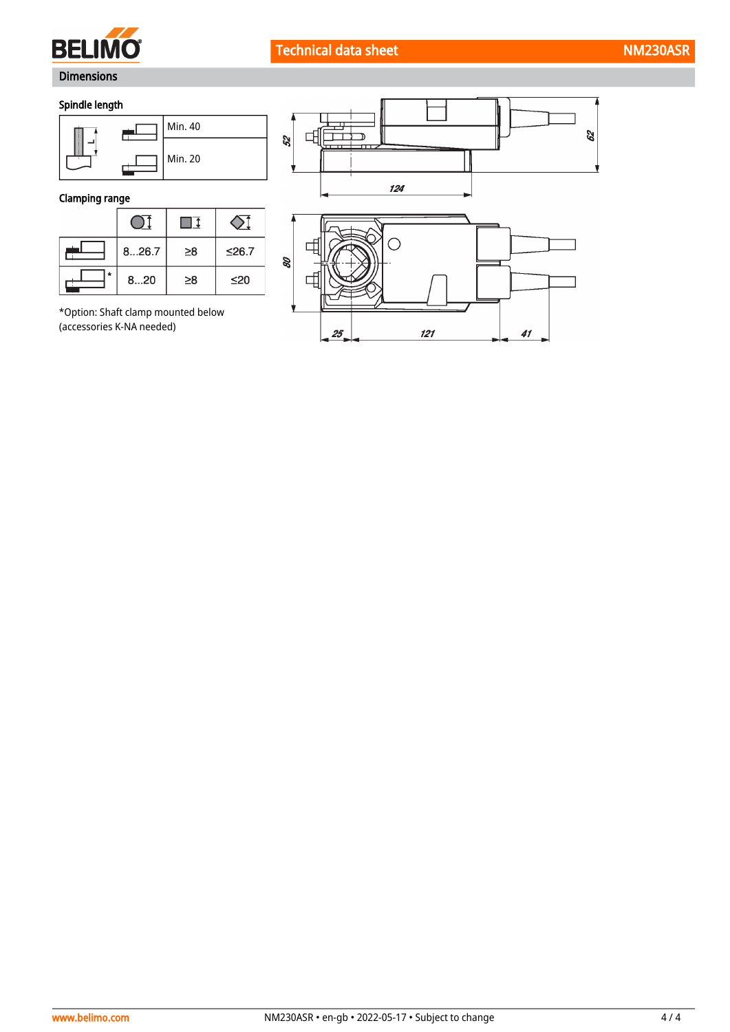## Dimensions

### Spindle length

| | |
|---|---|
| | Min. 40 |
| | Min. 20 |

### Clamping range

| | | | |
|---|---|---|---|
| | 8...26.7 | ≥8 | ≤26.7 |
| * | 8...20 | ≥8 | ≤20 |

*Option: Shaft clamp mounted below (accessories K-NA needed)

52
62
124
80
25
121
41